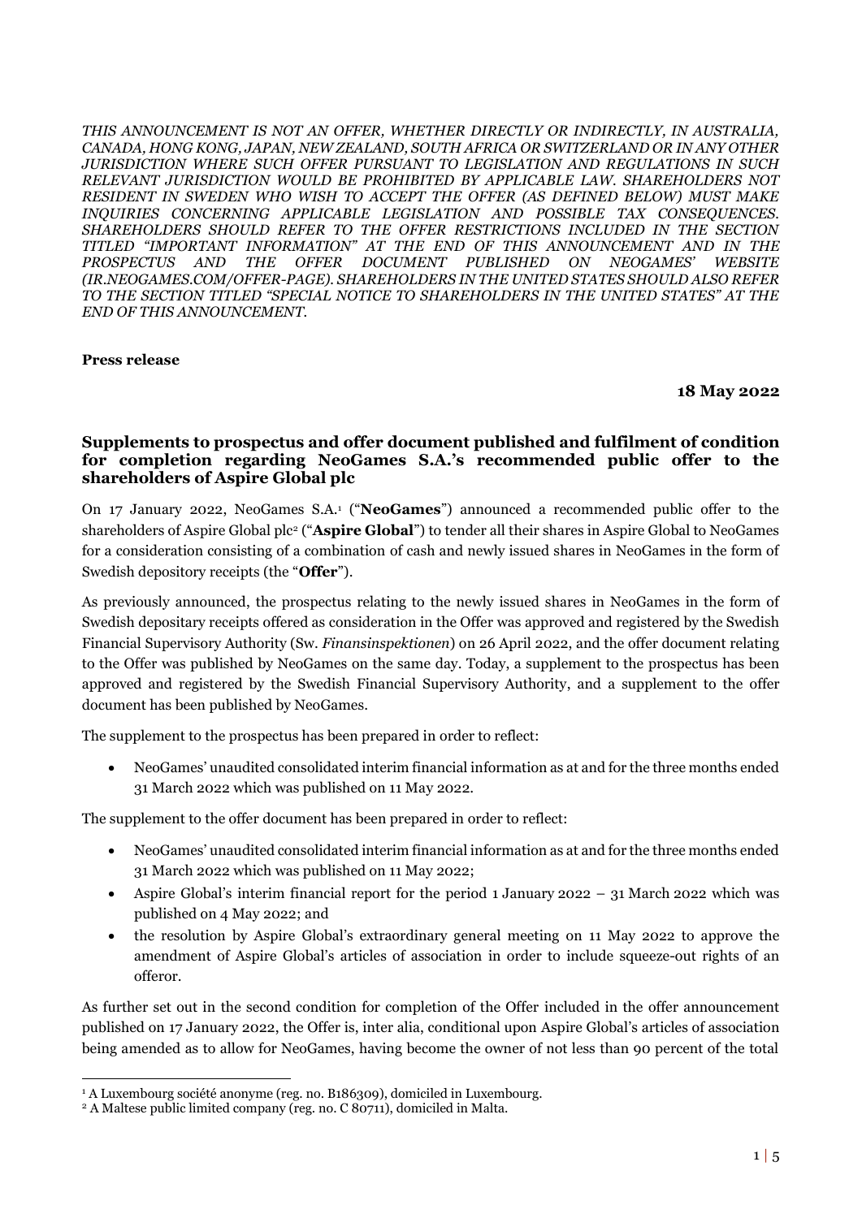*THIS ANNOUNCEMENT IS NOT AN OFFER, WHETHER DIRECTLY OR INDIRECTLY, IN AUSTRALIA, CANADA, HONG KONG, JAPAN, NEW ZEALAND, SOUTH AFRICA OR SWITZERLAND OR IN ANY OTHER JURISDICTION WHERE SUCH OFFER PURSUANT TO LEGISLATION AND REGULATIONS IN SUCH RELEVANT JURISDICTION WOULD BE PROHIBITED BY APPLICABLE LAW. SHAREHOLDERS NOT RESIDENT IN SWEDEN WHO WISH TO ACCEPT THE OFFER (AS DEFINED BELOW) MUST MAKE INQUIRIES CONCERNING APPLICABLE LEGISLATION AND POSSIBLE TAX CONSEQUENCES. SHAREHOLDERS SHOULD REFER TO THE OFFER RESTRICTIONS INCLUDED IN THE SECTION TITLED "IMPORTANT INFORMATION" AT THE END OF THIS ANNOUNCEMENT AND IN THE PROSPECTUS AND THE OFFER DOCUMENT PUBLISHED ON NEOGAMES' WEBSITE (IR.NEOGAMES.COM/OFFER-PAGE). SHAREHOLDERS IN THE UNITED STATES SHOULD ALSO REFER TO THE SECTION TITLED "SPECIAL NOTICE TO SHAREHOLDERS IN THE UNITED STATES" AT THE END OF THIS ANNOUNCEMENT.*

**Press release**

**18 May 2022**

## Supplements to prospectus and offer document published and fulfilment of condition for completion regarding NeoGames S.A.'s recommended public offer to the shareholders of Aspire Global plc

On 17 January 2022, NeoGames S.A.[1] ("**NeoGames**") announced a recommended public offer to the shareholders of Aspire Global plc[2] ("**Aspire Global**") to tender all their shares in Aspire Global to NeoGames for a consideration consisting of a combination of cash and newly issued shares in NeoGames in the form of Swedish depository receipts (the "**Offer**").

As previously announced, the prospectus relating to the newly issued shares in NeoGames in the form of Swedish depositary receipts offered as consideration in the Offer was approved and registered by the Swedish Financial Supervisory Authority (Sw. *Finansinspektionen*) on 26 April 2022, and the offer document relating to the Offer was published by NeoGames on the same day. Today, a supplement to the prospectus has been approved and registered by the Swedish Financial Supervisory Authority, and a supplement to the offer document has been published by NeoGames.

The supplement to the prospectus has been prepared in order to reflect:

- NeoGames' unaudited consolidated interim financial information as at and for the three months ended 31 March 2022 which was published on 11 May 2022.

The supplement to the offer document has been prepared in order to reflect:

- NeoGames' unaudited consolidated interim financial information as at and for the three months ended 31 March 2022 which was published on 11 May 2022;
- Aspire Global's interim financial report for the period 1 January 2022 – 31 March 2022 which was published on 4 May 2022; and
- the resolution by Aspire Global's extraordinary general meeting on 11 May 2022 to approve the amendment of Aspire Global's articles of association in order to include squeeze-out rights of an offeror.

As further set out in the second condition for completion of the Offer included in the offer announcement published on 17 January 2022, the Offer is, inter alia, conditional upon Aspire Global's articles of association being amended as to allow for NeoGames, having become the owner of not less than 90 percent of the total

[1] A Luxembourg société anonyme (reg. no. B186309), domiciled in Luxembourg.

[2] A Maltese public limited company (reg. no. C 80711), domiciled in Malta.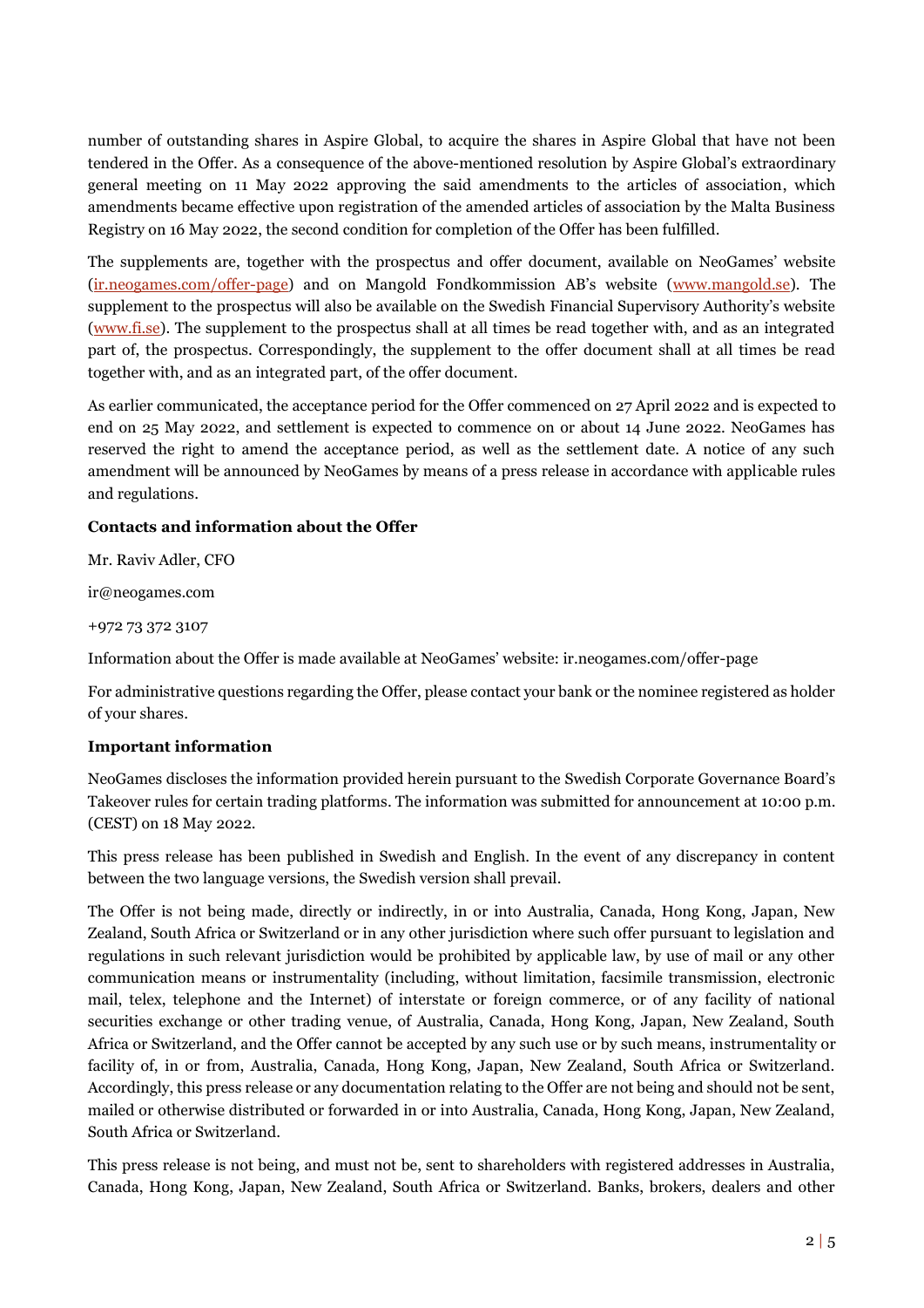number of outstanding shares in Aspire Global, to acquire the shares in Aspire Global that have not been tendered in the Offer. As a consequence of the above-mentioned resolution by Aspire Global's extraordinary general meeting on 11 May 2022 approving the said amendments to the articles of association, which amendments became effective upon registration of the amended articles of association by the Malta Business Registry on 16 May 2022, the second condition for completion of the Offer has been fulfilled.

The supplements are, together with the prospectus and offer document, available on NeoGames' website (ir.neogames.com/offer-page) and on Mangold Fondkommission AB's website (www.mangold.se). The supplement to the prospectus will also be available on the Swedish Financial Supervisory Authority's website (www.fi.se). The supplement to the prospectus shall at all times be read together with, and as an integrated part of, the prospectus. Correspondingly, the supplement to the offer document shall at all times be read together with, and as an integrated part, of the offer document.

As earlier communicated, the acceptance period for the Offer commenced on 27 April 2022 and is expected to end on 25 May 2022, and settlement is expected to commence on or about 14 June 2022. NeoGames has reserved the right to amend the acceptance period, as well as the settlement date. A notice of any such amendment will be announced by NeoGames by means of a press release in accordance with applicable rules and regulations.

**Contacts and information about the Offer**

Mr. Raviv Adler, CFO

ir@neogames.com

+972 73 372 3107

Information about the Offer is made available at NeoGames' website: ir.neogames.com/offer-page

For administrative questions regarding the Offer, please contact your bank or the nominee registered as holder of your shares.

**Important information**

NeoGames discloses the information provided herein pursuant to the Swedish Corporate Governance Board's Takeover rules for certain trading platforms. The information was submitted for announcement at 10:00 p.m. (CEST) on 18 May 2022.

This press release has been published in Swedish and English. In the event of any discrepancy in content between the two language versions, the Swedish version shall prevail.

The Offer is not being made, directly or indirectly, in or into Australia, Canada, Hong Kong, Japan, New Zealand, South Africa or Switzerland or in any other jurisdiction where such offer pursuant to legislation and regulations in such relevant jurisdiction would be prohibited by applicable law, by use of mail or any other communication means or instrumentality (including, without limitation, facsimile transmission, electronic mail, telex, telephone and the Internet) of interstate or foreign commerce, or of any facility of national securities exchange or other trading venue, of Australia, Canada, Hong Kong, Japan, New Zealand, South Africa or Switzerland, and the Offer cannot be accepted by any such use or by such means, instrumentality or facility of, in or from, Australia, Canada, Hong Kong, Japan, New Zealand, South Africa or Switzerland. Accordingly, this press release or any documentation relating to the Offer are not being and should not be sent, mailed or otherwise distributed or forwarded in or into Australia, Canada, Hong Kong, Japan, New Zealand, South Africa or Switzerland.

This press release is not being, and must not be, sent to shareholders with registered addresses in Australia, Canada, Hong Kong, Japan, New Zealand, South Africa or Switzerland. Banks, brokers, dealers and other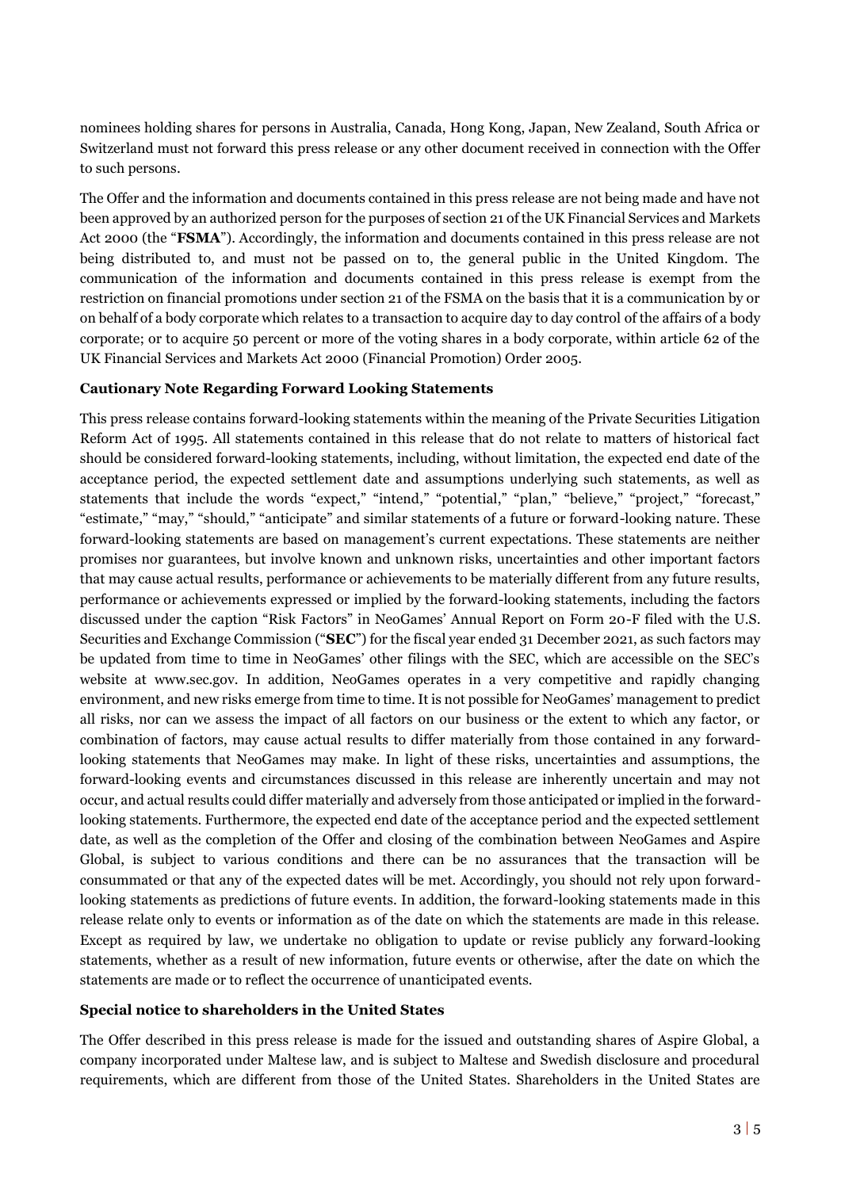nominees holding shares for persons in Australia, Canada, Hong Kong, Japan, New Zealand, South Africa or Switzerland must not forward this press release or any other document received in connection with the Offer to such persons.

The Offer and the information and documents contained in this press release are not being made and have not been approved by an authorized person for the purposes of section 21 of the UK Financial Services and Markets Act 2000 (the "**FSMA**"). Accordingly, the information and documents contained in this press release are not being distributed to, and must not be passed on to, the general public in the United Kingdom. The communication of the information and documents contained in this press release is exempt from the restriction on financial promotions under section 21 of the FSMA on the basis that it is a communication by or on behalf of a body corporate which relates to a transaction to acquire day to day control of the affairs of a body corporate; or to acquire 50 percent or more of the voting shares in a body corporate, within article 62 of the UK Financial Services and Markets Act 2000 (Financial Promotion) Order 2005.

**Cautionary Note Regarding Forward Looking Statements**

This press release contains forward-looking statements within the meaning of the Private Securities Litigation Reform Act of 1995. All statements contained in this release that do not relate to matters of historical fact should be considered forward-looking statements, including, without limitation, the expected end date of the acceptance period, the expected settlement date and assumptions underlying such statements, as well as statements that include the words "expect," "intend," "potential," "plan," "believe," "project," "forecast," "estimate," "may," "should," "anticipate" and similar statements of a future or forward-looking nature. These forward-looking statements are based on management's current expectations. These statements are neither promises nor guarantees, but involve known and unknown risks, uncertainties and other important factors that may cause actual results, performance or achievements to be materially different from any future results, performance or achievements expressed or implied by the forward-looking statements, including the factors discussed under the caption "Risk Factors" in NeoGames' Annual Report on Form 20-F filed with the U.S. Securities and Exchange Commission ("**SEC**") for the fiscal year ended 31 December 2021, as such factors may be updated from time to time in NeoGames' other filings with the SEC, which are accessible on the SEC's website at www.sec.gov. In addition, NeoGames operates in a very competitive and rapidly changing environment, and new risks emerge from time to time. It is not possible for NeoGames' management to predict all risks, nor can we assess the impact of all factors on our business or the extent to which any factor, or combination of factors, may cause actual results to differ materially from those contained in any forward-looking statements that NeoGames may make. In light of these risks, uncertainties and assumptions, the forward-looking events and circumstances discussed in this release are inherently uncertain and may not occur, and actual results could differ materially and adversely from those anticipated or implied in the forward-looking statements. Furthermore, the expected end date of the acceptance period and the expected settlement date, as well as the completion of the Offer and closing of the combination between NeoGames and Aspire Global, is subject to various conditions and there can be no assurances that the transaction will be consummated or that any of the expected dates will be met. Accordingly, you should not rely upon forward-looking statements as predictions of future events. In addition, the forward-looking statements made in this release relate only to events or information as of the date on which the statements are made in this release. Except as required by law, we undertake no obligation to update or revise publicly any forward-looking statements, whether as a result of new information, future events or otherwise, after the date on which the statements are made or to reflect the occurrence of unanticipated events.

**Special notice to shareholders in the United States**

The Offer described in this press release is made for the issued and outstanding shares of Aspire Global, a company incorporated under Maltese law, and is subject to Maltese and Swedish disclosure and procedural requirements, which are different from those of the United States. Shareholders in the United States are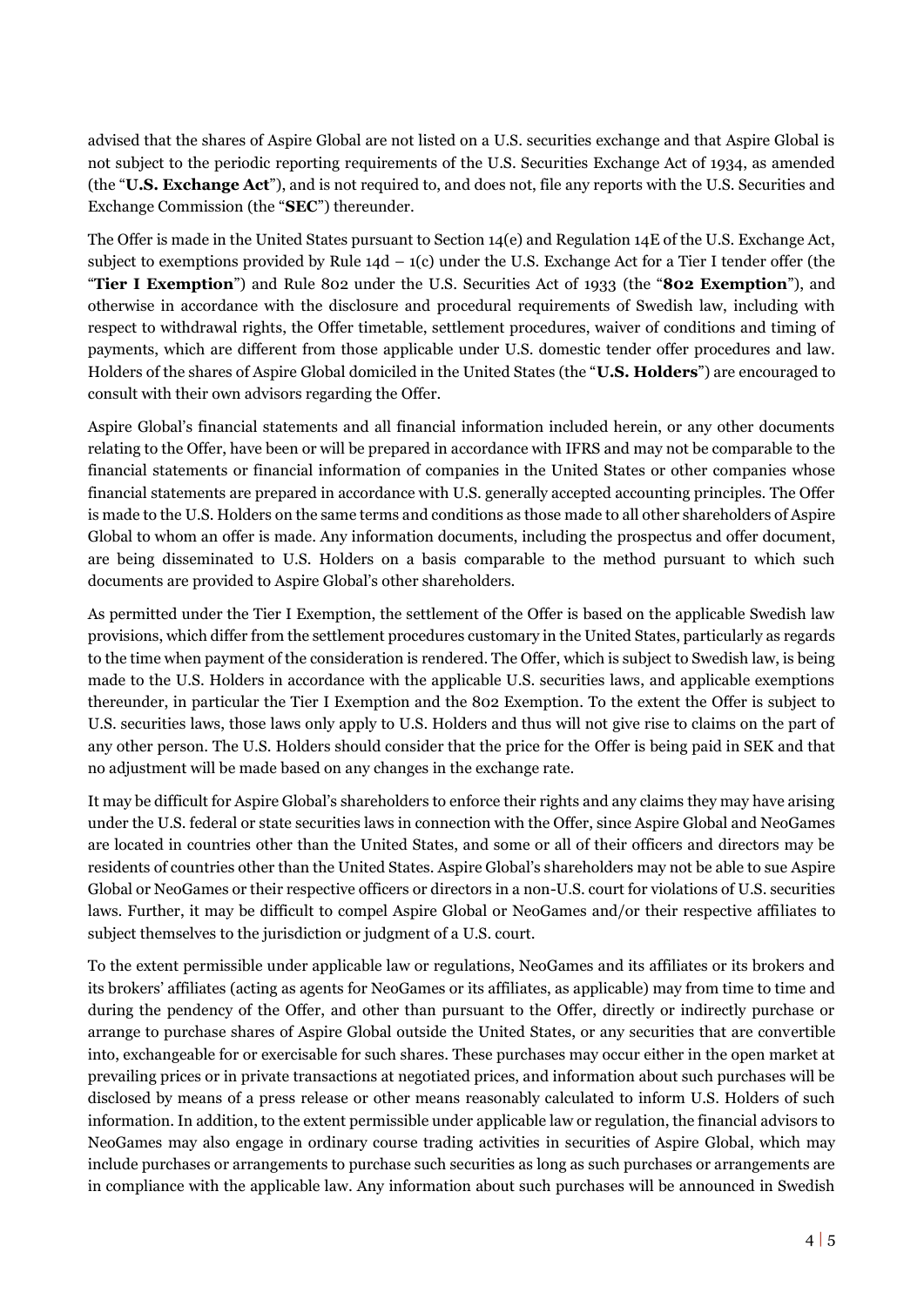advised that the shares of Aspire Global are not listed on a U.S. securities exchange and that Aspire Global is not subject to the periodic reporting requirements of the U.S. Securities Exchange Act of 1934, as amended (the "**U.S. Exchange Act**"), and is not required to, and does not, file any reports with the U.S. Securities and Exchange Commission (the "**SEC**") thereunder.

The Offer is made in the United States pursuant to Section 14(e) and Regulation 14E of the U.S. Exchange Act, subject to exemptions provided by Rule 14d – 1(c) under the U.S. Exchange Act for a Tier I tender offer (the "**Tier I Exemption**") and Rule 802 under the U.S. Securities Act of 1933 (the "**802 Exemption**"), and otherwise in accordance with the disclosure and procedural requirements of Swedish law, including with respect to withdrawal rights, the Offer timetable, settlement procedures, waiver of conditions and timing of payments, which are different from those applicable under U.S. domestic tender offer procedures and law. Holders of the shares of Aspire Global domiciled in the United States (the "**U.S. Holders**") are encouraged to consult with their own advisors regarding the Offer.

Aspire Global's financial statements and all financial information included herein, or any other documents relating to the Offer, have been or will be prepared in accordance with IFRS and may not be comparable to the financial statements or financial information of companies in the United States or other companies whose financial statements are prepared in accordance with U.S. generally accepted accounting principles. The Offer is made to the U.S. Holders on the same terms and conditions as those made to all other shareholders of Aspire Global to whom an offer is made. Any information documents, including the prospectus and offer document, are being disseminated to U.S. Holders on a basis comparable to the method pursuant to which such documents are provided to Aspire Global's other shareholders.

As permitted under the Tier I Exemption, the settlement of the Offer is based on the applicable Swedish law provisions, which differ from the settlement procedures customary in the United States, particularly as regards to the time when payment of the consideration is rendered. The Offer, which is subject to Swedish law, is being made to the U.S. Holders in accordance with the applicable U.S. securities laws, and applicable exemptions thereunder, in particular the Tier I Exemption and the 802 Exemption. To the extent the Offer is subject to U.S. securities laws, those laws only apply to U.S. Holders and thus will not give rise to claims on the part of any other person. The U.S. Holders should consider that the price for the Offer is being paid in SEK and that no adjustment will be made based on any changes in the exchange rate.

It may be difficult for Aspire Global's shareholders to enforce their rights and any claims they may have arising under the U.S. federal or state securities laws in connection with the Offer, since Aspire Global and NeoGames are located in countries other than the United States, and some or all of their officers and directors may be residents of countries other than the United States. Aspire Global's shareholders may not be able to sue Aspire Global or NeoGames or their respective officers or directors in a non-U.S. court for violations of U.S. securities laws. Further, it may be difficult to compel Aspire Global or NeoGames and/or their respective affiliates to subject themselves to the jurisdiction or judgment of a U.S. court.

To the extent permissible under applicable law or regulations, NeoGames and its affiliates or its brokers and its brokers' affiliates (acting as agents for NeoGames or its affiliates, as applicable) may from time to time and during the pendency of the Offer, and other than pursuant to the Offer, directly or indirectly purchase or arrange to purchase shares of Aspire Global outside the United States, or any securities that are convertible into, exchangeable for or exercisable for such shares. These purchases may occur either in the open market at prevailing prices or in private transactions at negotiated prices, and information about such purchases will be disclosed by means of a press release or other means reasonably calculated to inform U.S. Holders of such information. In addition, to the extent permissible under applicable law or regulation, the financial advisors to NeoGames may also engage in ordinary course trading activities in securities of Aspire Global, which may include purchases or arrangements to purchase such securities as long as such purchases or arrangements are in compliance with the applicable law. Any information about such purchases will be announced in Swedish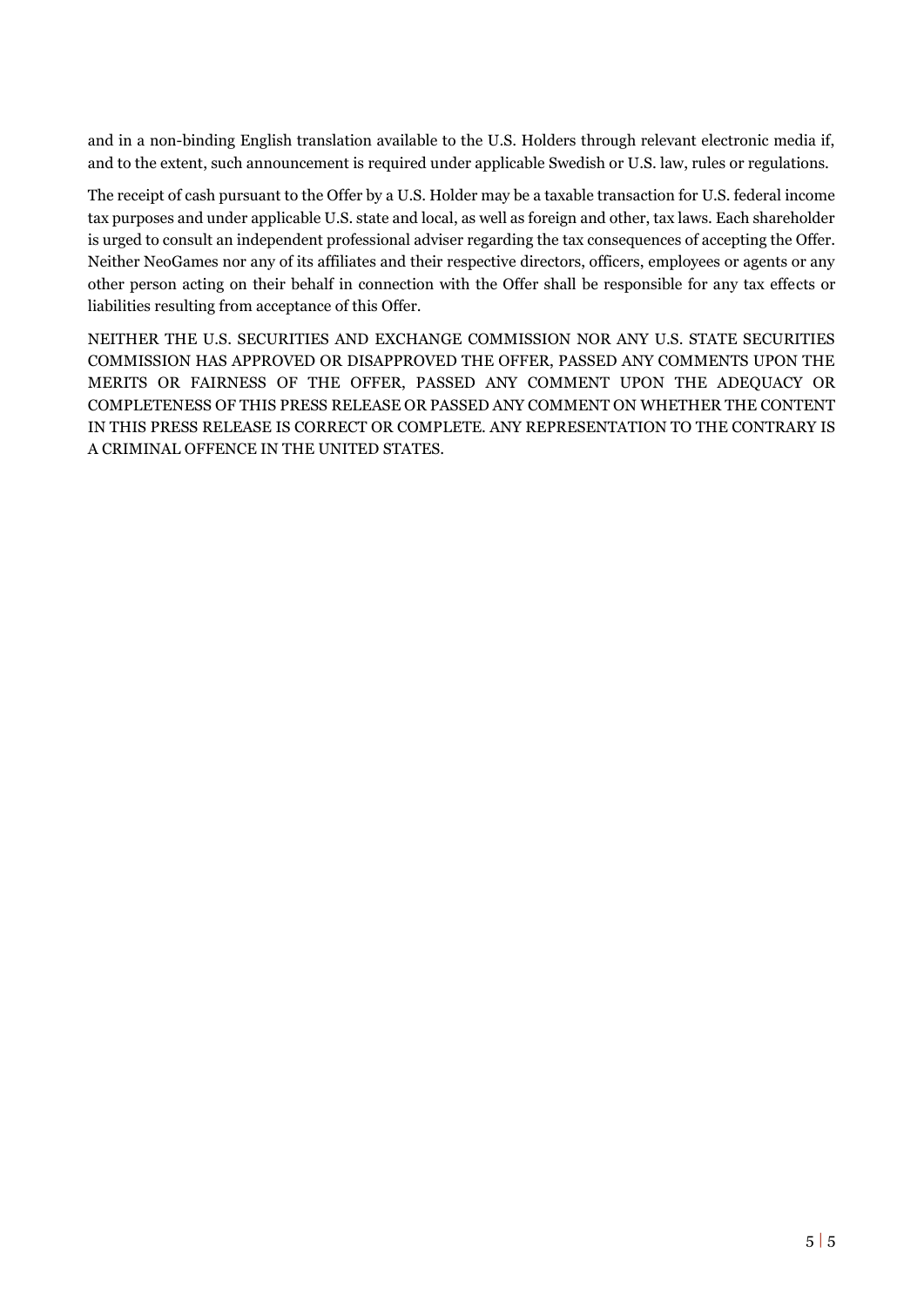and in a non-binding English translation available to the U.S. Holders through relevant electronic media if, and to the extent, such announcement is required under applicable Swedish or U.S. law, rules or regulations.

The receipt of cash pursuant to the Offer by a U.S. Holder may be a taxable transaction for U.S. federal income tax purposes and under applicable U.S. state and local, as well as foreign and other, tax laws. Each shareholder is urged to consult an independent professional adviser regarding the tax consequences of accepting the Offer. Neither NeoGames nor any of its affiliates and their respective directors, officers, employees or agents or any other person acting on their behalf in connection with the Offer shall be responsible for any tax effects or liabilities resulting from acceptance of this Offer.

NEITHER THE U.S. SECURITIES AND EXCHANGE COMMISSION NOR ANY U.S. STATE SECURITIES COMMISSION HAS APPROVED OR DISAPPROVED THE OFFER, PASSED ANY COMMENTS UPON THE MERITS OR FAIRNESS OF THE OFFER, PASSED ANY COMMENT UPON THE ADEQUACY OR COMPLETENESS OF THIS PRESS RELEASE OR PASSED ANY COMMENT ON WHETHER THE CONTENT IN THIS PRESS RELEASE IS CORRECT OR COMPLETE. ANY REPRESENTATION TO THE CONTRARY IS A CRIMINAL OFFENCE IN THE UNITED STATES.